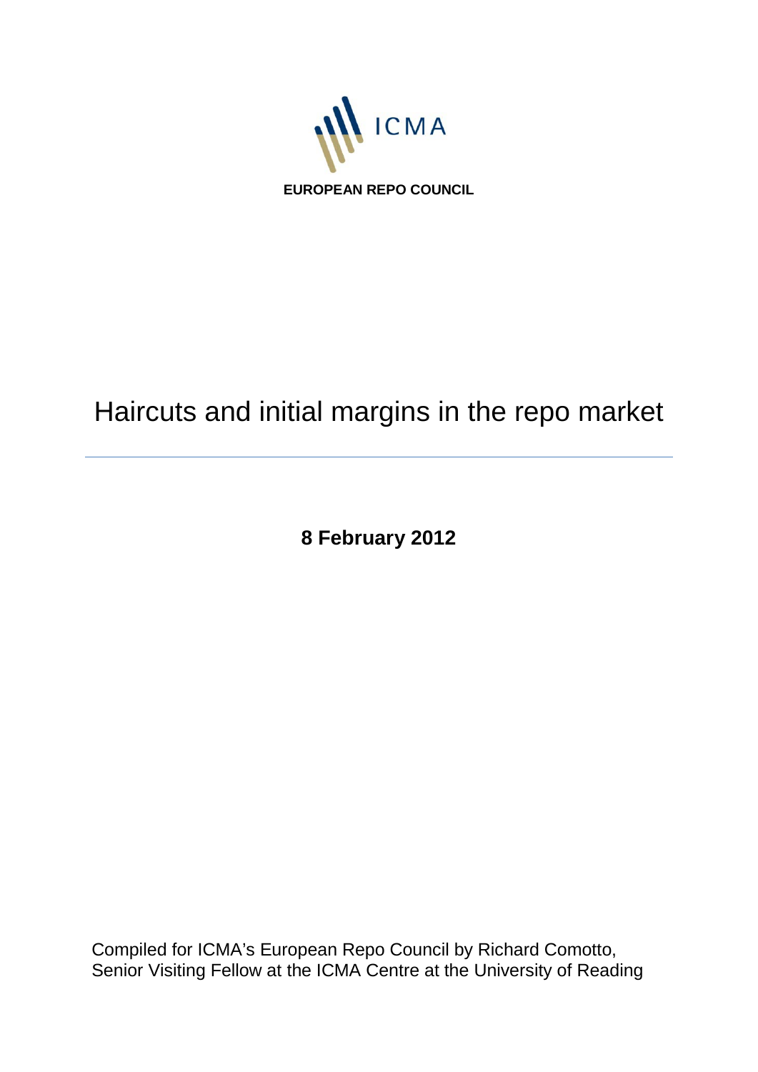ICMA

**EUROPEAN REPO COUNCIL**

# Haircuts and initial margins in the repo market

---

**8 February 2012**

Compiled for ICMA's European Repo Council by Richard Comotto, Senior Visiting Fellow at the ICMA Centre at the University of Reading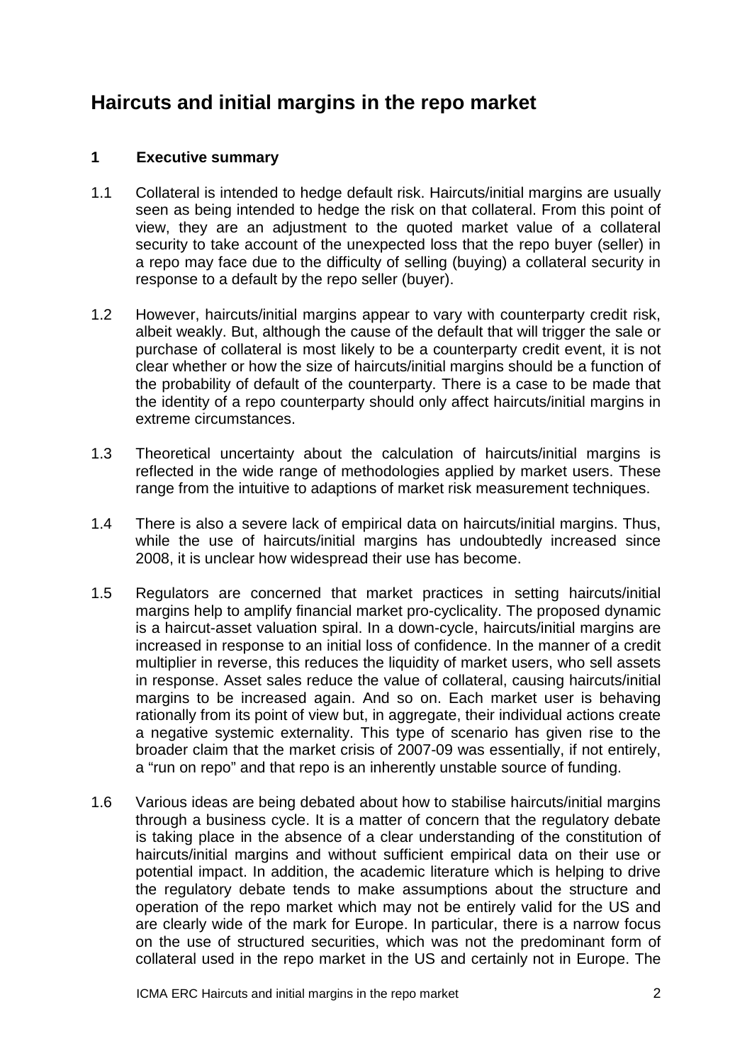# Haircuts and initial margins in the repo market

## 1 Executive summary

1.1 Collateral is intended to hedge default risk. Haircuts/initial margins are usually seen as being intended to hedge the risk on that collateral. From this point of view, they are an adjustment to the quoted market value of a collateral security to take account of the unexpected loss that the repo buyer (seller) in a repo may face due to the difficulty of selling (buying) a collateral security in response to a default by the repo seller (buyer).

1.2 However, haircuts/initial margins appear to vary with counterparty credit risk, albeit weakly. But, although the cause of the default that will trigger the sale or purchase of collateral is most likely to be a counterparty credit event, it is not clear whether or how the size of haircuts/initial margins should be a function of the probability of default of the counterparty. There is a case to be made that the identity of a repo counterparty should only affect haircuts/initial margins in extreme circumstances.

1.3 Theoretical uncertainty about the calculation of haircuts/initial margins is reflected in the wide range of methodologies applied by market users. These range from the intuitive to adaptions of market risk measurement techniques.

1.4 There is also a severe lack of empirical data on haircuts/initial margins. Thus, while the use of haircuts/initial margins has undoubtedly increased since 2008, it is unclear how widespread their use has become.

1.5 Regulators are concerned that market practices in setting haircuts/initial margins help to amplify financial market pro-cyclicality. The proposed dynamic is a haircut-asset valuation spiral. In a down-cycle, haircuts/initial margins are increased in response to an initial loss of confidence. In the manner of a credit multiplier in reverse, this reduces the liquidity of market users, who sell assets in response. Asset sales reduce the value of collateral, causing haircuts/initial margins to be increased again. And so on. Each market user is behaving rationally from its point of view but, in aggregate, their individual actions create a negative systemic externality. This type of scenario has given rise to the broader claim that the market crisis of 2007-09 was essentially, if not entirely, a "run on repo" and that repo is an inherently unstable source of funding.

1.6 Various ideas are being debated about how to stabilise haircuts/initial margins through a business cycle. It is a matter of concern that the regulatory debate is taking place in the absence of a clear understanding of the constitution of haircuts/initial margins and without sufficient empirical data on their use or potential impact. In addition, the academic literature which is helping to drive the regulatory debate tends to make assumptions about the structure and operation of the repo market which may not be entirely valid for the US and are clearly wide of the mark for Europe. In particular, there is a narrow focus on the use of structured securities, which was not the predominant form of collateral used in the repo market in the US and certainly not in Europe. The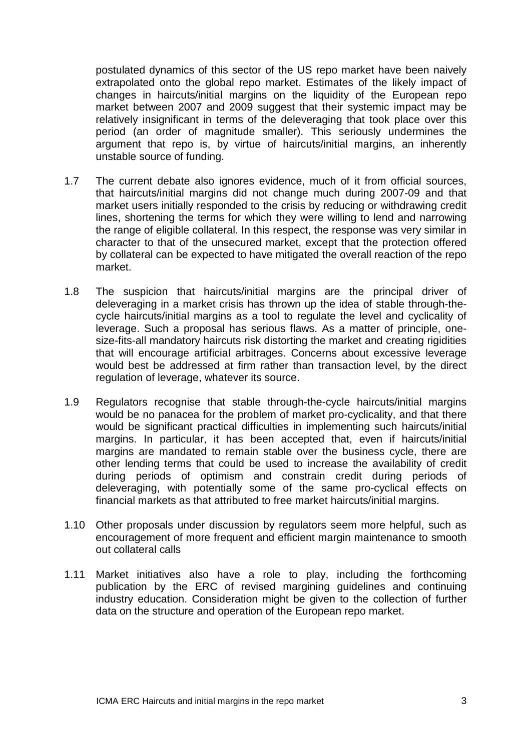postulated dynamics of this sector of the US repo market have been naively extrapolated onto the global repo market. Estimates of the likely impact of changes in haircuts/initial margins on the liquidity of the European repo market between 2007 and 2009 suggest that their systemic impact may be relatively insignificant in terms of the deleveraging that took place over this period (an order of magnitude smaller). This seriously undermines the argument that repo is, by virtue of haircuts/initial margins, an inherently unstable source of funding.

1.7 The current debate also ignores evidence, much of it from official sources, that haircuts/initial margins did not change much during 2007-09 and that market users initially responded to the crisis by reducing or withdrawing credit lines, shortening the terms for which they were willing to lend and narrowing the range of eligible collateral. In this respect, the response was very similar in character to that of the unsecured market, except that the protection offered by collateral can be expected to have mitigated the overall reaction of the repo market.

1.8 The suspicion that haircuts/initial margins are the principal driver of deleveraging in a market crisis has thrown up the idea of stable through-the-cycle haircuts/initial margins as a tool to regulate the level and cyclicality of leverage. Such a proposal has serious flaws. As a matter of principle, one-size-fits-all mandatory haircuts risk distorting the market and creating rigidities that will encourage artificial arbitrages. Concerns about excessive leverage would best be addressed at firm rather than transaction level, by the direct regulation of leverage, whatever its source.

1.9 Regulators recognise that stable through-the-cycle haircuts/initial margins would be no panacea for the problem of market pro-cyclicality, and that there would be significant practical difficulties in implementing such haircuts/initial margins. In particular, it has been accepted that, even if haircuts/initial margins are mandated to remain stable over the business cycle, there are other lending terms that could be used to increase the availability of credit during periods of optimism and constrain credit during periods of deleveraging, with potentially some of the same pro-cyclical effects on financial markets as that attributed to free market haircuts/initial margins.

1.10 Other proposals under discussion by regulators seem more helpful, such as encouragement of more frequent and efficient margin maintenance to smooth out collateral calls

1.11 Market initiatives also have a role to play, including the forthcoming publication by the ERC of revised margining guidelines and continuing industry education. Consideration might be given to the collection of further data on the structure and operation of the European repo market.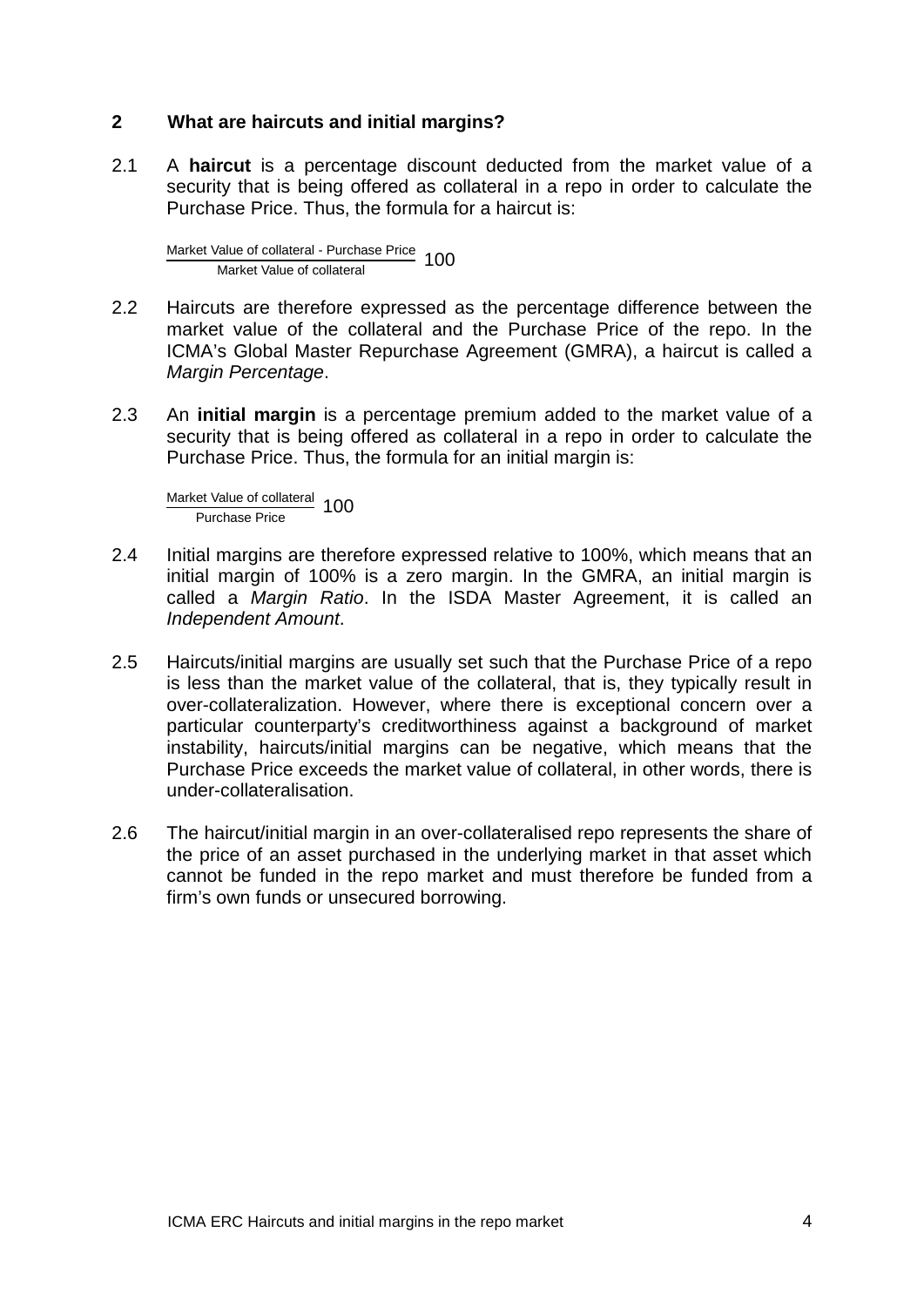## 2 What are haircuts and initial margins?

2.1 A **haircut** is a percentage discount deducted from the market value of a security that is being offered as collateral in a repo in order to calculate the Purchase Price. Thus, the formula for a haircut is:

$$\frac{\text{Market Value of collateral - Purchase Price}}{\text{Market Value of collateral}} \; 100$$

2.2 Haircuts are therefore expressed as the percentage difference between the market value of the collateral and the Purchase Price of the repo. In the ICMA's Global Master Repurchase Agreement (GMRA), a haircut is called a *Margin Percentage*.

2.3 An **initial margin** is a percentage premium added to the market value of a security that is being offered as collateral in a repo in order to calculate the Purchase Price. Thus, the formula for an initial margin is:

$$\frac{\text{Market Value of collateral}}{\text{Purchase Price}} \; 100$$

2.4 Initial margins are therefore expressed relative to 100%, which means that an initial margin of 100% is a zero margin. In the GMRA, an initial margin is called a *Margin Ratio*. In the ISDA Master Agreement, it is called an *Independent Amount*.

2.5 Haircuts/initial margins are usually set such that the Purchase Price of a repo is less than the market value of the collateral, that is, they typically result in over-collateralization. However, where there is exceptional concern over a particular counterparty's creditworthiness against a background of market instability, haircuts/initial margins can be negative, which means that the Purchase Price exceeds the market value of collateral, in other words, there is under-collateralisation.

2.6 The haircut/initial margin in an over-collateralised repo represents the share of the price of an asset purchased in the underlying market in that asset which cannot be funded in the repo market and must therefore be funded from a firm's own funds or unsecured borrowing.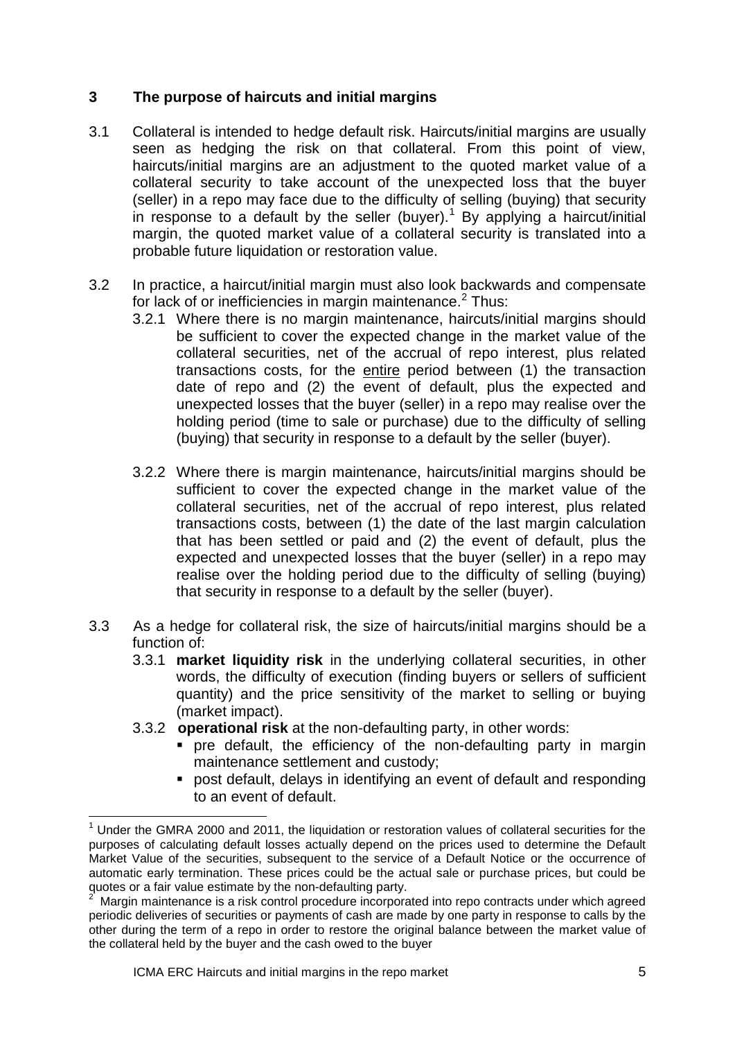## 3 The purpose of haircuts and initial margins

3.1 Collateral is intended to hedge default risk. Haircuts/initial margins are usually seen as hedging the risk on that collateral. From this point of view, haircuts/initial margins are an adjustment to the quoted market value of a collateral security to take account of the unexpected loss that the buyer (seller) in a repo may face due to the difficulty of selling (buying) that security in response to a default by the seller (buyer).[1] By applying a haircut/initial margin, the quoted market value of a collateral security is translated into a probable future liquidation or restoration value.

3.2 In practice, a haircut/initial margin must also look backwards and compensate for lack of or inefficiencies in margin maintenance.[2] Thus:

3.2.1 Where there is no margin maintenance, haircuts/initial margins should be sufficient to cover the expected change in the market value of the collateral securities, net of the accrual of repo interest, plus related transactions costs, for the <u>entire</u> period between (1) the transaction date of repo and (2) the event of default, plus the expected and unexpected losses that the buyer (seller) in a repo may realise over the holding period (time to sale or purchase) due to the difficulty of selling (buying) that security in response to a default by the seller (buyer).

3.2.2 Where there is margin maintenance, haircuts/initial margins should be sufficient to cover the expected change in the market value of the collateral securities, net of the accrual of repo interest, plus related transactions costs, between (1) the date of the last margin calculation that has been settled or paid and (2) the event of default, plus the expected and unexpected losses that the buyer (seller) in a repo may realise over the holding period due to the difficulty of selling (buying) that security in response to a default by the seller (buyer).

3.3 As a hedge for collateral risk, the size of haircuts/initial margins should be a function of:

3.3.1 **market liquidity risk** in the underlying collateral securities, in other words, the difficulty of execution (finding buyers or sellers of sufficient quantity) and the price sensitivity of the market to selling or buying (market impact).

3.3.2 **operational risk** at the non-defaulting party, in other words:

- pre default, the efficiency of the non-defaulting party in margin maintenance settlement and custody;
- post default, delays in identifying an event of default and responding to an event of default.

---

[1] Under the GMRA 2000 and 2011, the liquidation or restoration values of collateral securities for the purposes of calculating default losses actually depend on the prices used to determine the Default Market Value of the securities, subsequent to the service of a Default Notice or the occurrence of automatic early termination. These prices could be the actual sale or purchase prices, but could be quotes or a fair value estimate by the non-defaulting party.

[2] Margin maintenance is a risk control procedure incorporated into repo contracts under which agreed periodic deliveries of securities or payments of cash are made by one party in response to calls by the other during the term of a repo in order to restore the original balance between the market value of the collateral held by the buyer and the cash owed to the buyer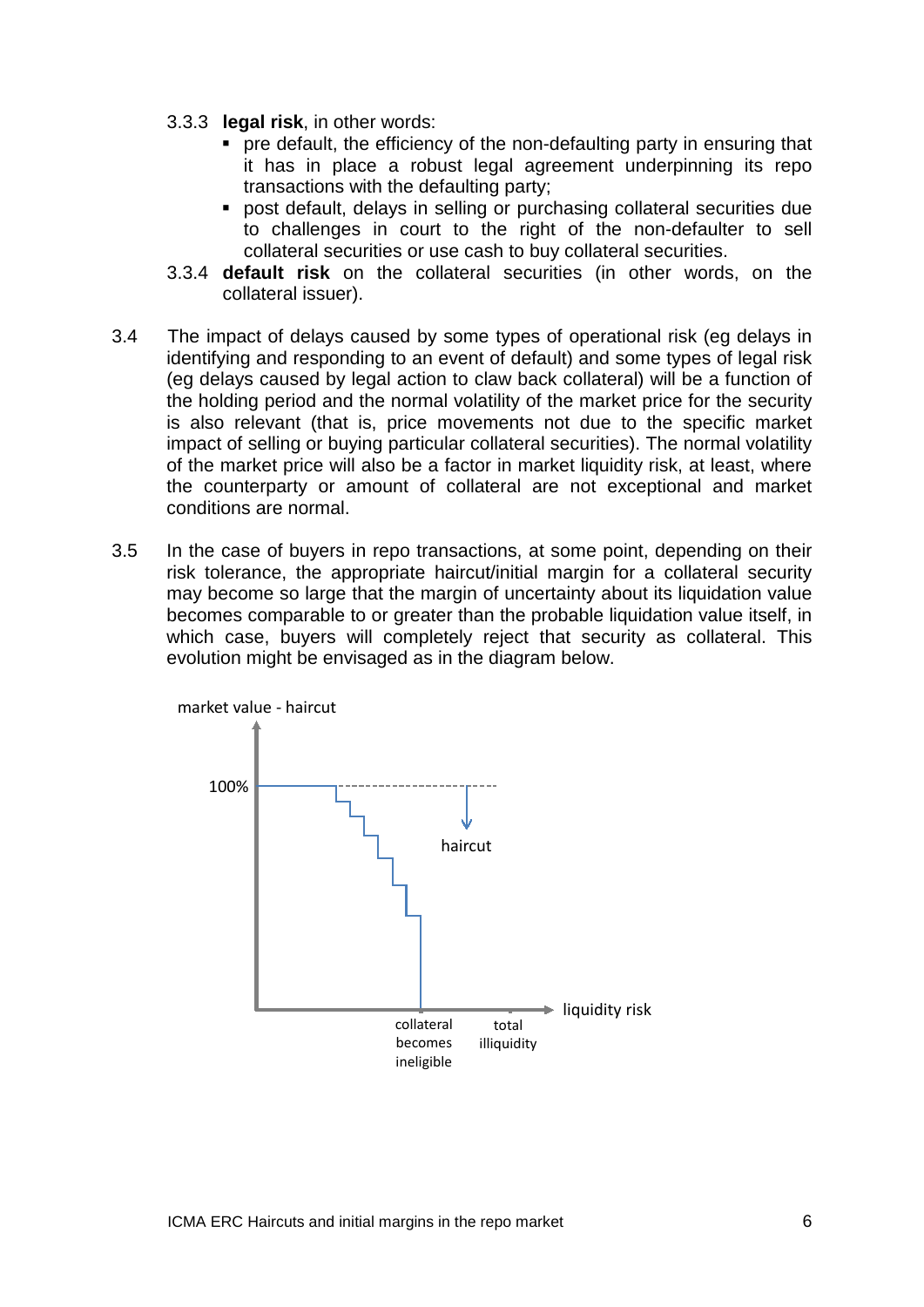3.3.3 **legal risk**, in other words:

- pre default, the efficiency of the non-defaulting party in ensuring that it has in place a robust legal agreement underpinning its repo transactions with the defaulting party;
- post default, delays in selling or purchasing collateral securities due to challenges in court to the right of the non-defaulter to sell collateral securities or use cash to buy collateral securities.

3.3.4 **default risk** on the collateral securities (in other words, on the collateral issuer).

3.4 The impact of delays caused by some types of operational risk (eg delays in identifying and responding to an event of default) and some types of legal risk (eg delays caused by legal action to claw back collateral) will be a function of the holding period and the normal volatility of the market price for the security is also relevant (that is, price movements not due to the specific market impact of selling or buying particular collateral securities). The normal volatility of the market price will also be a factor in market liquidity risk, at least, where the counterparty or amount of collateral are not exceptional and market conditions are normal.

3.5 In the case of buyers in repo transactions, at some point, depending on their risk tolerance, the appropriate haircut/initial margin for a collateral security may become so large that the margin of uncertainty about its liquidation value becomes comparable to or greater than the probable liquidation value itself, in which case, buyers will completely reject that security as collateral. This evolution might be envisaged as in the diagram below.

market value - haircut

100%

haircut

liquidity risk

collateral becomes ineligible

total illiquidity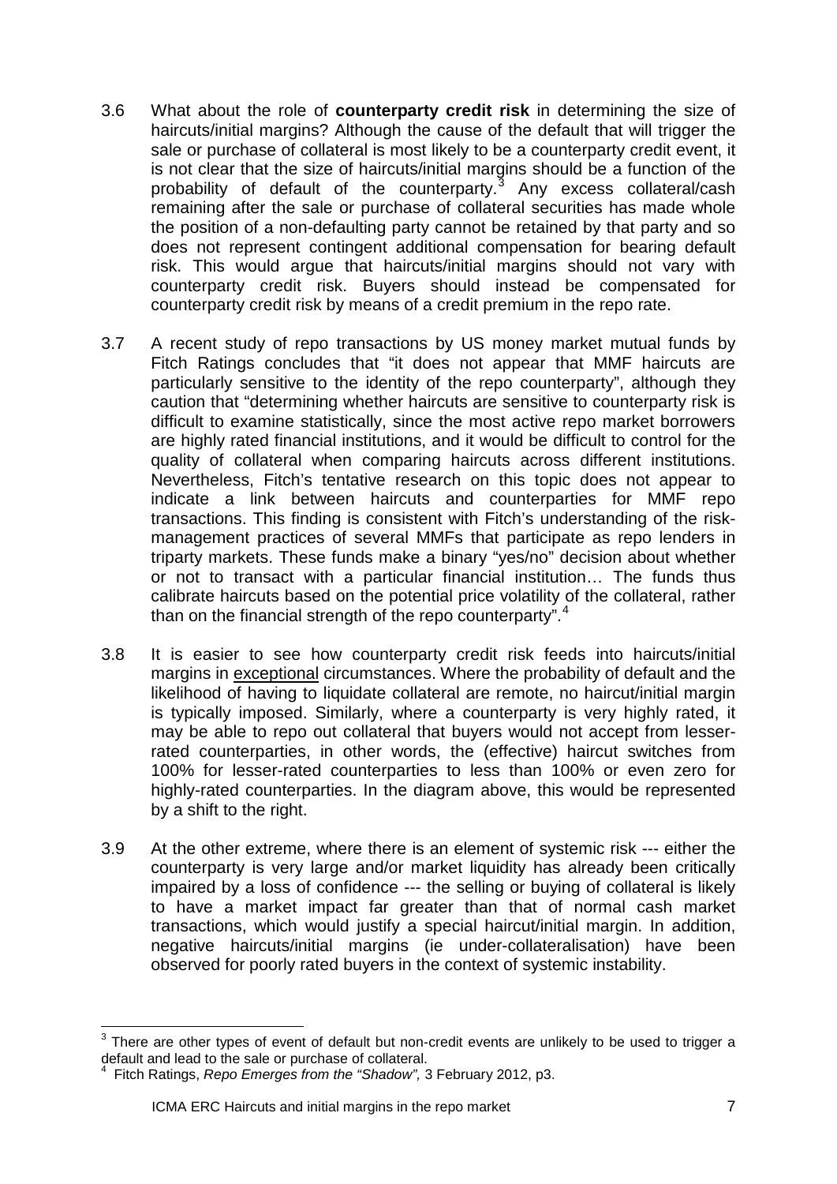3.6 What about the role of **counterparty credit risk** in determining the size of haircuts/initial margins? Although the cause of the default that will trigger the sale or purchase of collateral is most likely to be a counterparty credit event, it is not clear that the size of haircuts/initial margins should be a function of the probability of default of the counterparty.[3] Any excess collateral/cash remaining after the sale or purchase of collateral securities has made whole the position of a non-defaulting party cannot be retained by that party and so does not represent contingent additional compensation for bearing default risk. This would argue that haircuts/initial margins should not vary with counterparty credit risk. Buyers should instead be compensated for counterparty credit risk by means of a credit premium in the repo rate.

3.7 A recent study of repo transactions by US money market mutual funds by Fitch Ratings concludes that "it does not appear that MMF haircuts are particularly sensitive to the identity of the repo counterparty", although they caution that "determining whether haircuts are sensitive to counterparty risk is difficult to examine statistically, since the most active repo market borrowers are highly rated financial institutions, and it would be difficult to control for the quality of collateral when comparing haircuts across different institutions. Nevertheless, Fitch's tentative research on this topic does not appear to indicate a link between haircuts and counterparties for MMF repo transactions. This finding is consistent with Fitch's understanding of the risk-management practices of several MMFs that participate as repo lenders in triparty markets. These funds make a binary "yes/no" decision about whether or not to transact with a particular financial institution… The funds thus calibrate haircuts based on the potential price volatility of the collateral, rather than on the financial strength of the repo counterparty".[4]

3.8 It is easier to see how counterparty credit risk feeds into haircuts/initial margins in <u>exceptional</u> circumstances. Where the probability of default and the likelihood of having to liquidate collateral are remote, no haircut/initial margin is typically imposed. Similarly, where a counterparty is very highly rated, it may be able to repo out collateral that buyers would not accept from lesser-rated counterparties, in other words, the (effective) haircut switches from 100% for lesser-rated counterparties to less than 100% or even zero for highly-rated counterparties. In the diagram above, this would be represented by a shift to the right.

3.9 At the other extreme, where there is an element of systemic risk --- either the counterparty is very large and/or market liquidity has already been critically impaired by a loss of confidence --- the selling or buying of collateral is likely to have a market impact far greater than that of normal cash market transactions, which would justify a special haircut/initial margin. In addition, negative haircuts/initial margins (ie under-collateralisation) have been observed for poorly rated buyers in the context of systemic instability.

---

[3] There are other types of event of default but non-credit events are unlikely to be used to trigger a default and lead to the sale or purchase of collateral.

[4] Fitch Ratings, *Repo Emerges from the "Shadow",* 3 February 2012, p3.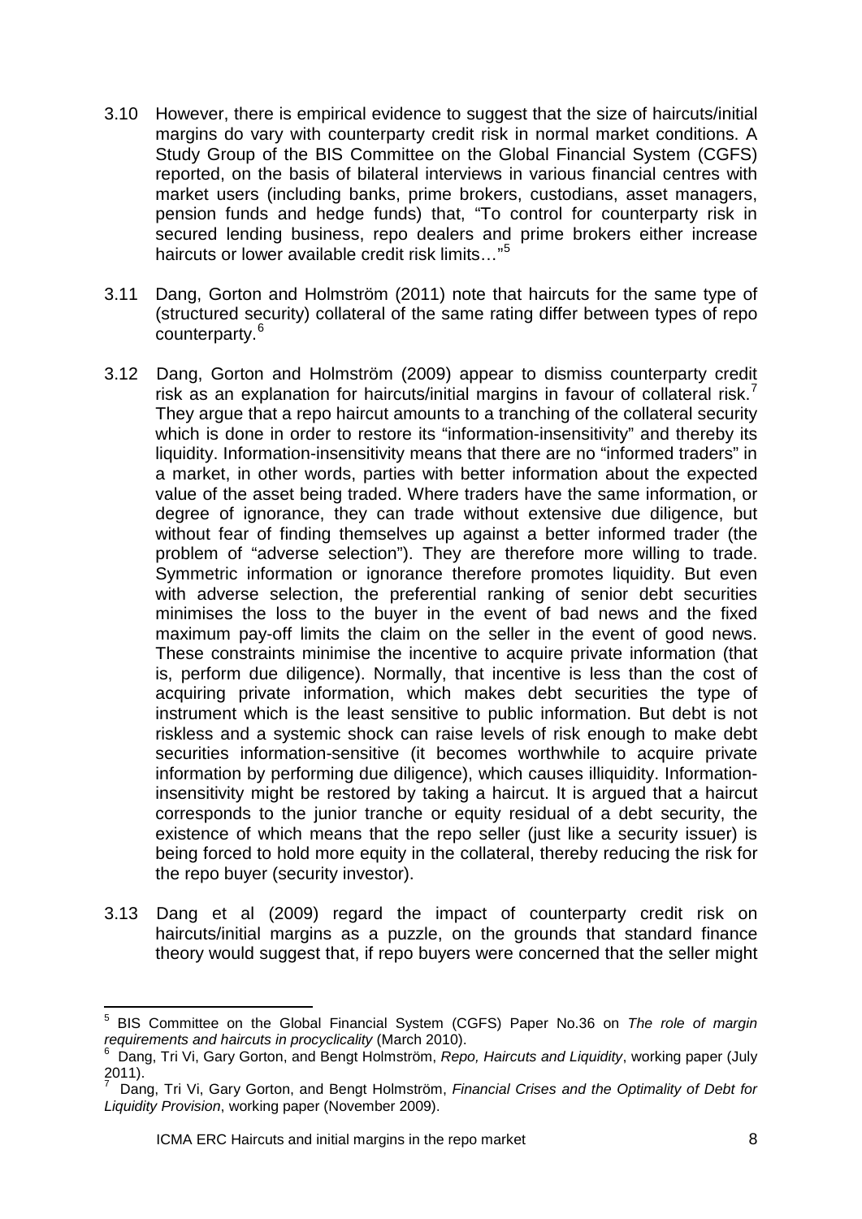3.10 However, there is empirical evidence to suggest that the size of haircuts/initial margins do vary with counterparty credit risk in normal market conditions. A Study Group of the BIS Committee on the Global Financial System (CGFS) reported, on the basis of bilateral interviews in various financial centres with market users (including banks, prime brokers, custodians, asset managers, pension funds and hedge funds) that, "To control for counterparty risk in secured lending business, repo dealers and prime brokers either increase haircuts or lower available credit risk limits…"[5]

3.11 Dang, Gorton and Holmström (2011) note that haircuts for the same type of (structured security) collateral of the same rating differ between types of repo counterparty.[6]

3.12 Dang, Gorton and Holmström (2009) appear to dismiss counterparty credit risk as an explanation for haircuts/initial margins in favour of collateral risk.[7] They argue that a repo haircut amounts to a tranching of the collateral security which is done in order to restore its "information-insensitivity" and thereby its liquidity. Information-insensitivity means that there are no "informed traders" in a market, in other words, parties with better information about the expected value of the asset being traded. Where traders have the same information, or degree of ignorance, they can trade without extensive due diligence, but without fear of finding themselves up against a better informed trader (the problem of "adverse selection"). They are therefore more willing to trade. Symmetric information or ignorance therefore promotes liquidity. But even with adverse selection, the preferential ranking of senior debt securities minimises the loss to the buyer in the event of bad news and the fixed maximum pay-off limits the claim on the seller in the event of good news. These constraints minimise the incentive to acquire private information (that is, perform due diligence). Normally, that incentive is less than the cost of acquiring private information, which makes debt securities the type of instrument which is the least sensitive to public information. But debt is not riskless and a systemic shock can raise levels of risk enough to make debt securities information-sensitive (it becomes worthwhile to acquire private information by performing due diligence), which causes illiquidity. Information-insensitivity might be restored by taking a haircut. It is argued that a haircut corresponds to the junior tranche or equity residual of a debt security, the existence of which means that the repo seller (just like a security issuer) is being forced to hold more equity in the collateral, thereby reducing the risk for the repo buyer (security investor).

3.13 Dang et al (2009) regard the impact of counterparty credit risk on haircuts/initial margins as a puzzle, on the grounds that standard finance theory would suggest that, if repo buyers were concerned that the seller might

---

[5] BIS Committee on the Global Financial System (CGFS) Paper No.36 on *The role of margin requirements and haircuts in procyclicality* (March 2010).

[6] Dang, Tri Vi, Gary Gorton, and Bengt Holmström, *Repo, Haircuts and Liquidity*, working paper (July 2011).

[7] Dang, Tri Vi, Gary Gorton, and Bengt Holmström, *Financial Crises and the Optimality of Debt for Liquidity Provision*, working paper (November 2009).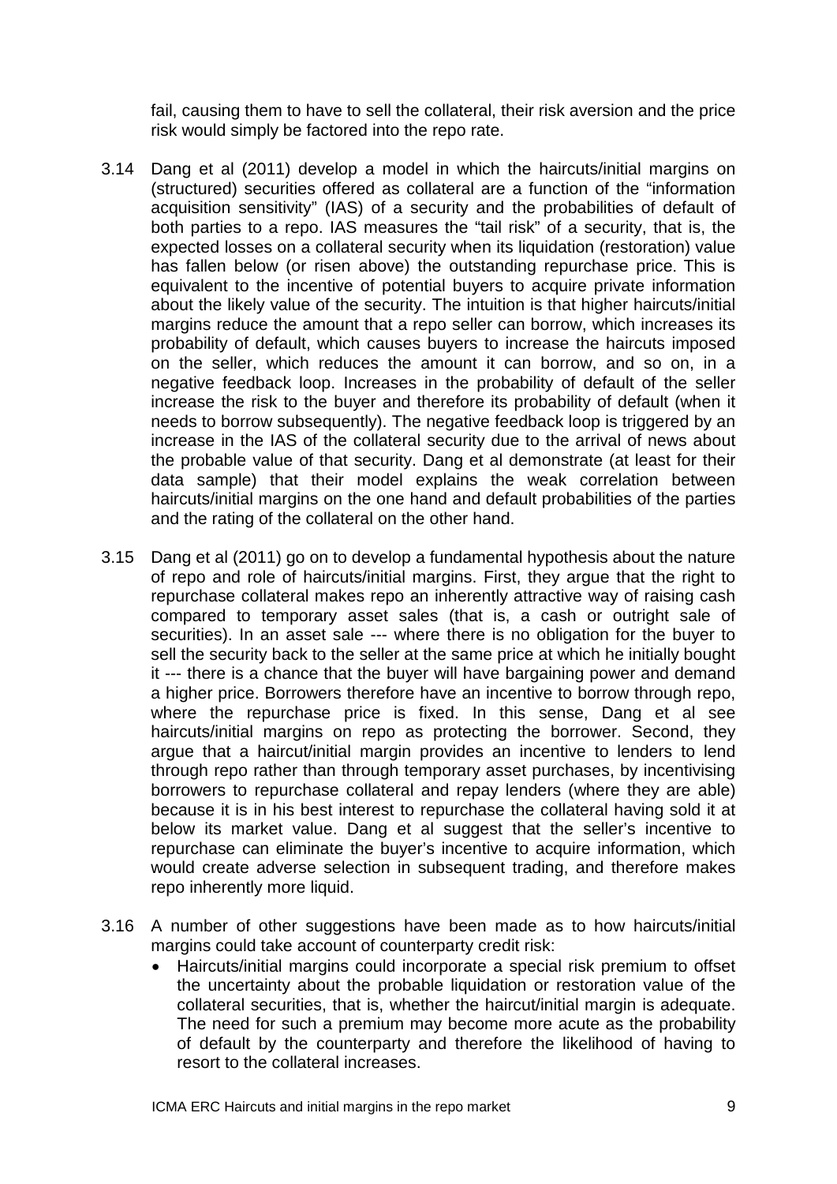fail, causing them to have to sell the collateral, their risk aversion and the price risk would simply be factored into the repo rate.

3.14 Dang et al (2011) develop a model in which the haircuts/initial margins on (structured) securities offered as collateral are a function of the "information acquisition sensitivity" (IAS) of a security and the probabilities of default of both parties to a repo. IAS measures the "tail risk" of a security, that is, the expected losses on a collateral security when its liquidation (restoration) value has fallen below (or risen above) the outstanding repurchase price. This is equivalent to the incentive of potential buyers to acquire private information about the likely value of the security. The intuition is that higher haircuts/initial margins reduce the amount that a repo seller can borrow, which increases its probability of default, which causes buyers to increase the haircuts imposed on the seller, which reduces the amount it can borrow, and so on, in a negative feedback loop. Increases in the probability of default of the seller increase the risk to the buyer and therefore its probability of default (when it needs to borrow subsequently). The negative feedback loop is triggered by an increase in the IAS of the collateral security due to the arrival of news about the probable value of that security. Dang et al demonstrate (at least for their data sample) that their model explains the weak correlation between haircuts/initial margins on the one hand and default probabilities of the parties and the rating of the collateral on the other hand.

3.15 Dang et al (2011) go on to develop a fundamental hypothesis about the nature of repo and role of haircuts/initial margins. First, they argue that the right to repurchase collateral makes repo an inherently attractive way of raising cash compared to temporary asset sales (that is, a cash or outright sale of securities). In an asset sale --- where there is no obligation for the buyer to sell the security back to the seller at the same price at which he initially bought it --- there is a chance that the buyer will have bargaining power and demand a higher price. Borrowers therefore have an incentive to borrow through repo, where the repurchase price is fixed. In this sense, Dang et al see haircuts/initial margins on repo as protecting the borrower. Second, they argue that a haircut/initial margin provides an incentive to lenders to lend through repo rather than through temporary asset purchases, by incentivising borrowers to repurchase collateral and repay lenders (where they are able) because it is in his best interest to repurchase the collateral having sold it at below its market value. Dang et al suggest that the seller's incentive to repurchase can eliminate the buyer's incentive to acquire information, which would create adverse selection in subsequent trading, and therefore makes repo inherently more liquid.

3.16 A number of other suggestions have been made as to how haircuts/initial margins could take account of counterparty credit risk:

- Haircuts/initial margins could incorporate a special risk premium to offset the uncertainty about the probable liquidation or restoration value of the collateral securities, that is, whether the haircut/initial margin is adequate. The need for such a premium may become more acute as the probability of default by the counterparty and therefore the likelihood of having to resort to the collateral increases.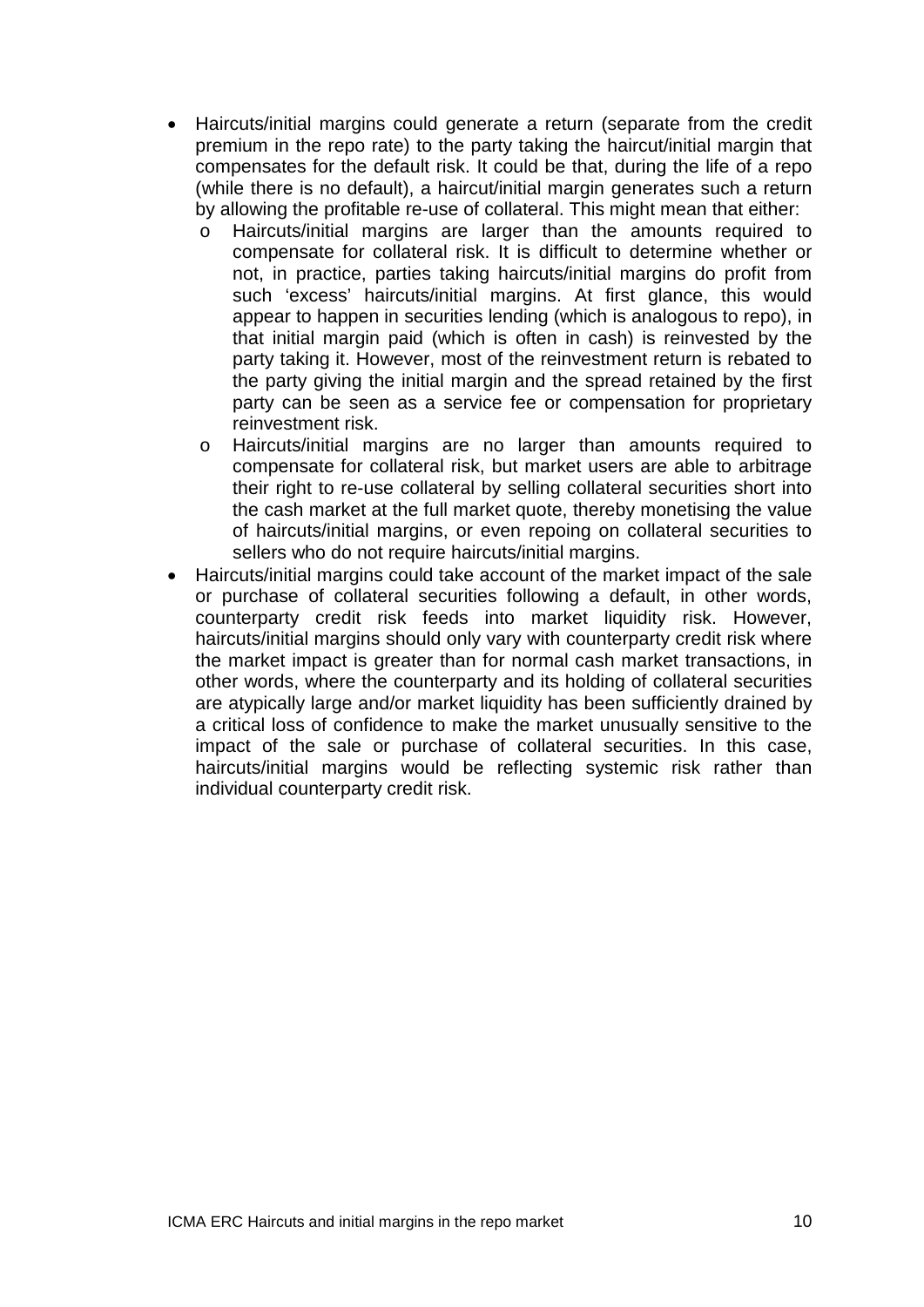- Haircuts/initial margins could generate a return (separate from the credit premium in the repo rate) to the party taking the haircut/initial margin that compensates for the default risk. It could be that, during the life of a repo (while there is no default), a haircut/initial margin generates such a return by allowing the profitable re-use of collateral. This might mean that either:
  - Haircuts/initial margins are larger than the amounts required to compensate for collateral risk. It is difficult to determine whether or not, in practice, parties taking haircuts/initial margins do profit from such 'excess' haircuts/initial margins. At first glance, this would appear to happen in securities lending (which is analogous to repo), in that initial margin paid (which is often in cash) is reinvested by the party taking it. However, most of the reinvestment return is rebated to the party giving the initial margin and the spread retained by the first party can be seen as a service fee or compensation for proprietary reinvestment risk.
  - Haircuts/initial margins are no larger than amounts required to compensate for collateral risk, but market users are able to arbitrage their right to re-use collateral by selling collateral securities short into the cash market at the full market quote, thereby monetising the value of haircuts/initial margins, or even repoing on collateral securities to sellers who do not require haircuts/initial margins.
- Haircuts/initial margins could take account of the market impact of the sale or purchase of collateral securities following a default, in other words, counterparty credit risk feeds into market liquidity risk. However, haircuts/initial margins should only vary with counterparty credit risk where the market impact is greater than for normal cash market transactions, in other words, where the counterparty and its holding of collateral securities are atypically large and/or market liquidity has been sufficiently drained by a critical loss of confidence to make the market unusually sensitive to the impact of the sale or purchase of collateral securities. In this case, haircuts/initial margins would be reflecting systemic risk rather than individual counterparty credit risk.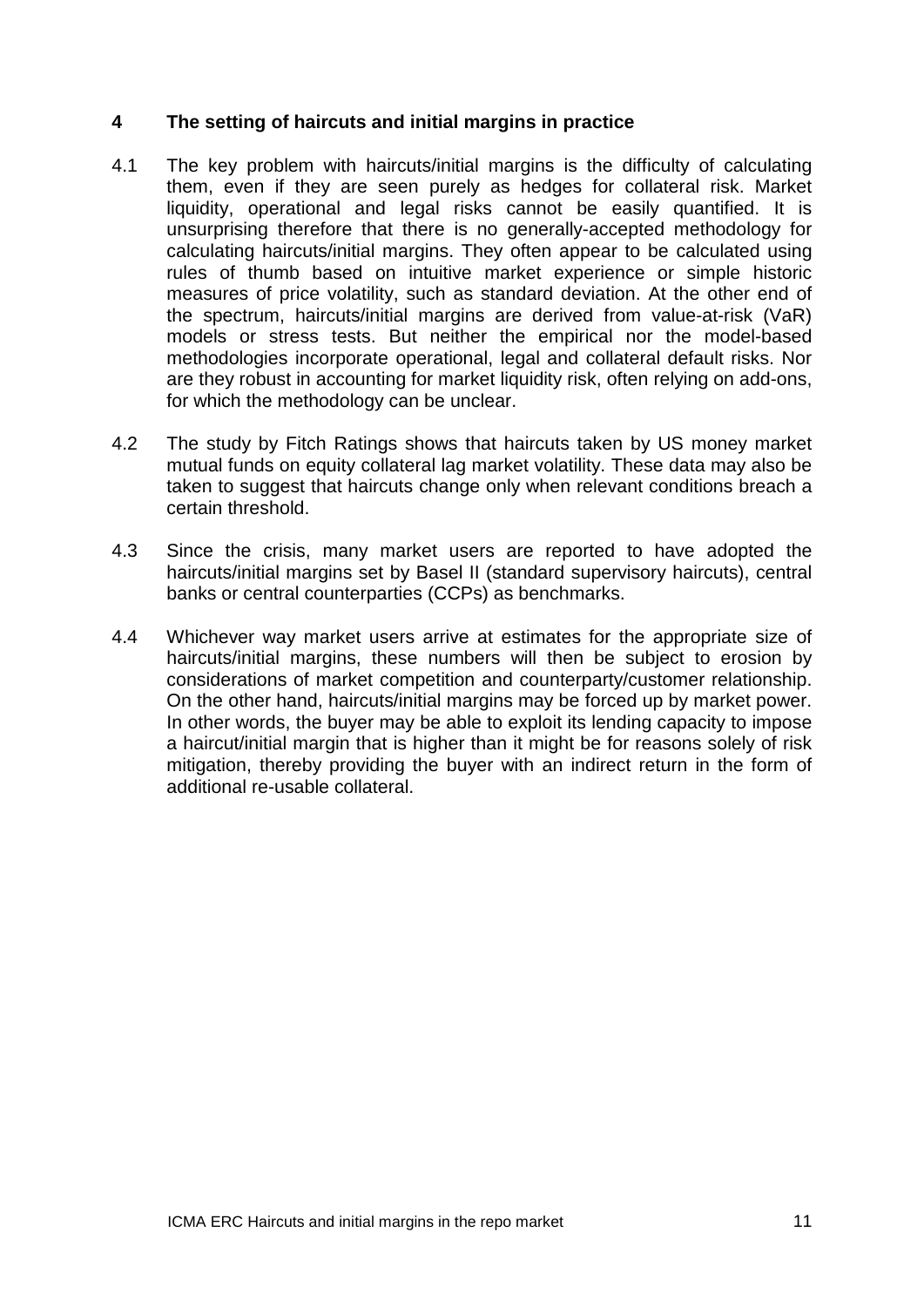## 4 The setting of haircuts and initial margins in practice

4.1 The key problem with haircuts/initial margins is the difficulty of calculating them, even if they are seen purely as hedges for collateral risk. Market liquidity, operational and legal risks cannot be easily quantified. It is unsurprising therefore that there is no generally-accepted methodology for calculating haircuts/initial margins. They often appear to be calculated using rules of thumb based on intuitive market experience or simple historic measures of price volatility, such as standard deviation. At the other end of the spectrum, haircuts/initial margins are derived from value-at-risk (VaR) models or stress tests. But neither the empirical nor the model-based methodologies incorporate operational, legal and collateral default risks. Nor are they robust in accounting for market liquidity risk, often relying on add-ons, for which the methodology can be unclear.

4.2 The study by Fitch Ratings shows that haircuts taken by US money market mutual funds on equity collateral lag market volatility. These data may also be taken to suggest that haircuts change only when relevant conditions breach a certain threshold.

4.3 Since the crisis, many market users are reported to have adopted the haircuts/initial margins set by Basel II (standard supervisory haircuts), central banks or central counterparties (CCPs) as benchmarks.

4.4 Whichever way market users arrive at estimates for the appropriate size of haircuts/initial margins, these numbers will then be subject to erosion by considerations of market competition and counterparty/customer relationship. On the other hand, haircuts/initial margins may be forced up by market power. In other words, the buyer may be able to exploit its lending capacity to impose a haircut/initial margin that is higher than it might be for reasons solely of risk mitigation, thereby providing the buyer with an indirect return in the form of additional re-usable collateral.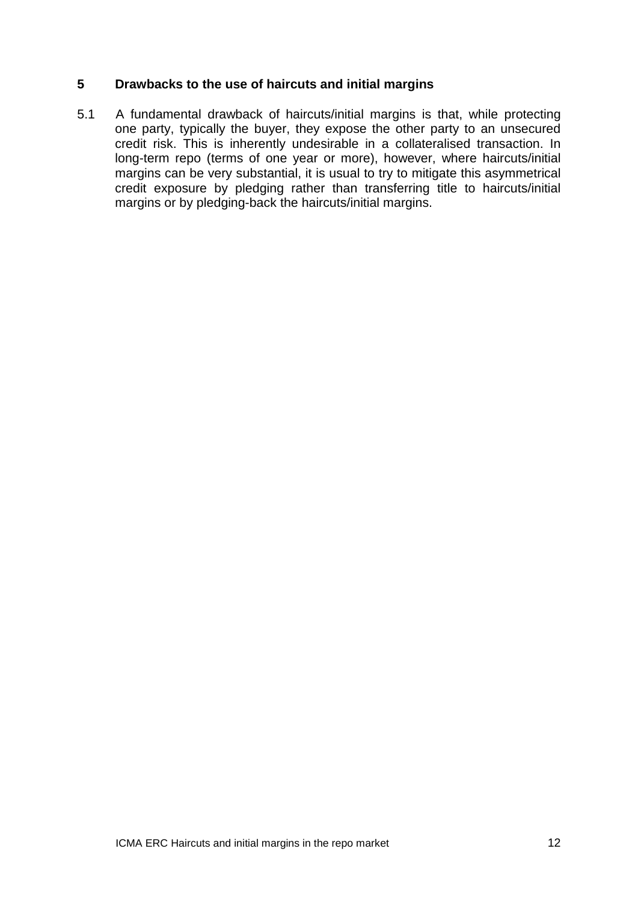## 5 Drawbacks to the use of haircuts and initial margins

5.1 A fundamental drawback of haircuts/initial margins is that, while protecting one party, typically the buyer, they expose the other party to an unsecured credit risk. This is inherently undesirable in a collateralised transaction. In long-term repo (terms of one year or more), however, where haircuts/initial margins can be very substantial, it is usual to try to mitigate this asymmetrical credit exposure by pledging rather than transferring title to haircuts/initial margins or by pledging-back the haircuts/initial margins.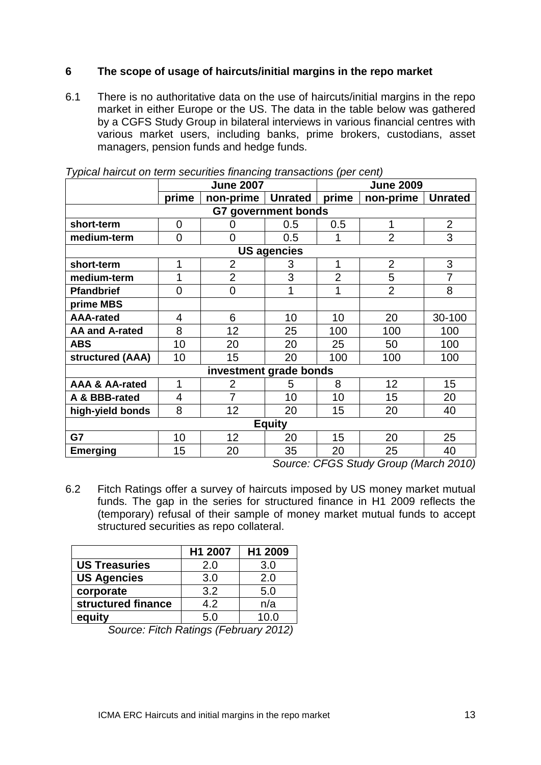## 6 The scope of usage of haircuts/initial margins in the repo market

6.1 There is no authoritative data on the use of haircuts/initial margins in the repo market in either Europe or the US. The data in the table below was gathered by a CGFS Study Group in bilateral interviews in various financial centres with various market users, including banks, prime brokers, custodians, asset managers, pension funds and hedge funds.

*Typical haircut on term securities financing transactions (per cent)*

| | June 2007 | | | June 2009 | | |
|---|---|---|---|---|---|---|
| | **prime** | **non-prime** | **Unrated** | **prime** | **non-prime** | **Unrated** |
| **G7 government bonds** | | | | | | |
| **short-term** | 0 | 0 | 0.5 | 0.5 | 1 | 2 |
| **medium-term** | 0 | 0 | 0.5 | 1 | 2 | 3 |
| **US agencies** | | | | | | |
| **short-term** | 1 | 2 | 3 | 1 | 2 | 3 |
| **medium-term** | 1 | 2 | 3 | 2 | 5 | 7 |
| **Pfandbrief** | 0 | 0 | 1 | 1 | 2 | 8 |
| **prime MBS** | | | | | | |
| **AAA-rated** | 4 | 6 | 10 | 10 | 20 | 30-100 |
| **AA and A-rated** | 8 | 12 | 25 | 100 | 100 | 100 |
| **ABS** | 10 | 20 | 20 | 25 | 50 | 100 |
| **structured (AAA)** | 10 | 15 | 20 | 100 | 100 | 100 |
| **investment grade bonds** | | | | | | |
| **AAA & AA-rated** | 1 | 2 | 5 | 8 | 12 | 15 |
| **A & BBB-rated** | 4 | 7 | 10 | 10 | 15 | 20 |
| **high-yield bonds** | 8 | 12 | 20 | 15 | 20 | 40 |
| **Equity** | | | | | | |
| **G7** | 10 | 12 | 20 | 15 | 20 | 25 |
| **Emerging** | 15 | 20 | 35 | 20 | 25 | 40 |

*Source: CFGS Study Group (March 2010)*

6.2 Fitch Ratings offer a survey of haircuts imposed by US money market mutual funds. The gap in the series for structured finance in H1 2009 reflects the (temporary) refusal of their sample of money market mutual funds to accept structured securities as repo collateral.

| | H1 2007 | H1 2009 |
|---|---|---|
| **US Treasuries** | 2.0 | 3.0 |
| **US Agencies** | 3.0 | 2.0 |
| **corporate** | 3.2 | 5.0 |
| **structured finance** | 4.2 | n/a |
| **equity** | 5.0 | 10.0 |

*Source: Fitch Ratings (February 2012)*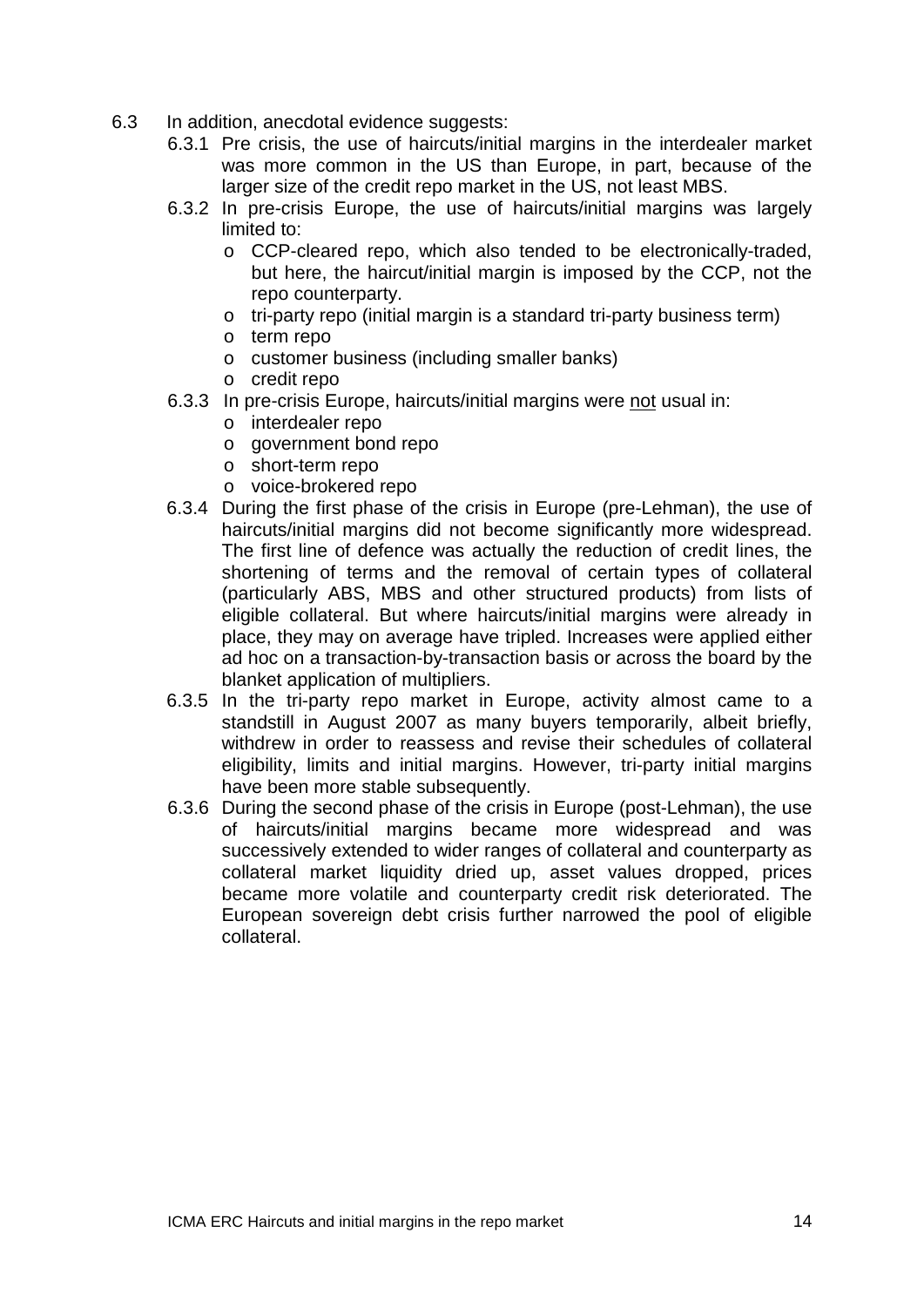6.3 In addition, anecdotal evidence suggests:

6.3.1 Pre crisis, the use of haircuts/initial margins in the interdealer market was more common in the US than Europe, in part, because of the larger size of the credit repo market in the US, not least MBS.

6.3.2 In pre-crisis Europe, the use of haircuts/initial margins was largely limited to:

- CCP-cleared repo, which also tended to be electronically-traded, but here, the haircut/initial margin is imposed by the CCP, not the repo counterparty.
- tri-party repo (initial margin is a standard tri-party business term)
- term repo
- customer business (including smaller banks)
- credit repo

6.3.3 In pre-crisis Europe, haircuts/initial margins were <u>not</u> usual in:

- interdealer repo
- government bond repo
- short-term repo
- voice-brokered repo

6.3.4 During the first phase of the crisis in Europe (pre-Lehman), the use of haircuts/initial margins did not become significantly more widespread. The first line of defence was actually the reduction of credit lines, the shortening of terms and the removal of certain types of collateral (particularly ABS, MBS and other structured products) from lists of eligible collateral. But where haircuts/initial margins were already in place, they may on average have tripled. Increases were applied either ad hoc on a transaction-by-transaction basis or across the board by the blanket application of multipliers.

6.3.5 In the tri-party repo market in Europe, activity almost came to a standstill in August 2007 as many buyers temporarily, albeit briefly, withdrew in order to reassess and revise their schedules of collateral eligibility, limits and initial margins. However, tri-party initial margins have been more stable subsequently.

6.3.6 During the second phase of the crisis in Europe (post-Lehman), the use of haircuts/initial margins became more widespread and was successively extended to wider ranges of collateral and counterparty as collateral market liquidity dried up, asset values dropped, prices became more volatile and counterparty credit risk deteriorated. The European sovereign debt crisis further narrowed the pool of eligible collateral.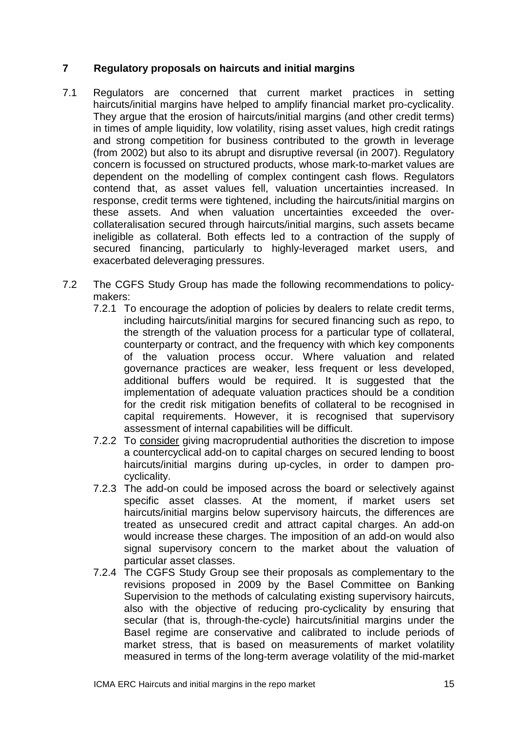## 7 Regulatory proposals on haircuts and initial margins

7.1 Regulators are concerned that current market practices in setting haircuts/initial margins have helped to amplify financial market pro-cyclicality. They argue that the erosion of haircuts/initial margins (and other credit terms) in times of ample liquidity, low volatility, rising asset values, high credit ratings and strong competition for business contributed to the growth in leverage (from 2002) but also to its abrupt and disruptive reversal (in 2007). Regulatory concern is focussed on structured products, whose mark-to-market values are dependent on the modelling of complex contingent cash flows. Regulators contend that, as asset values fell, valuation uncertainties increased. In response, credit terms were tightened, including the haircuts/initial margins on these assets. And when valuation uncertainties exceeded the over-collateralisation secured through haircuts/initial margins, such assets became ineligible as collateral. Both effects led to a contraction of the supply of secured financing, particularly to highly-leveraged market users, and exacerbated deleveraging pressures.

7.2 The CGFS Study Group has made the following recommendations to policy-makers:

7.2.1 To encourage the adoption of policies by dealers to relate credit terms, including haircuts/initial margins for secured financing such as repo, to the strength of the valuation process for a particular type of collateral, counterparty or contract, and the frequency with which key components of the valuation process occur. Where valuation and related governance practices are weaker, less frequent or less developed, additional buffers would be required. It is suggested that the implementation of adequate valuation practices should be a condition for the credit risk mitigation benefits of collateral to be recognised in capital requirements. However, it is recognised that supervisory assessment of internal capabilities will be difficult.

7.2.2 To <u>consider</u> giving macroprudential authorities the discretion to impose a countercyclical add-on to capital charges on secured lending to boost haircuts/initial margins during up-cycles, in order to dampen pro-cyclicality.

7.2.3 The add-on could be imposed across the board or selectively against specific asset classes. At the moment, if market users set haircuts/initial margins below supervisory haircuts, the differences are treated as unsecured credit and attract capital charges. An add-on would increase these charges. The imposition of an add-on would also signal supervisory concern to the market about the valuation of particular asset classes.

7.2.4 The CGFS Study Group see their proposals as complementary to the revisions proposed in 2009 by the Basel Committee on Banking Supervision to the methods of calculating existing supervisory haircuts, also with the objective of reducing pro-cyclicality by ensuring that secular (that is, through-the-cycle) haircuts/initial margins under the Basel regime are conservative and calibrated to include periods of market stress, that is based on measurements of market volatility measured in terms of the long-term average volatility of the mid-market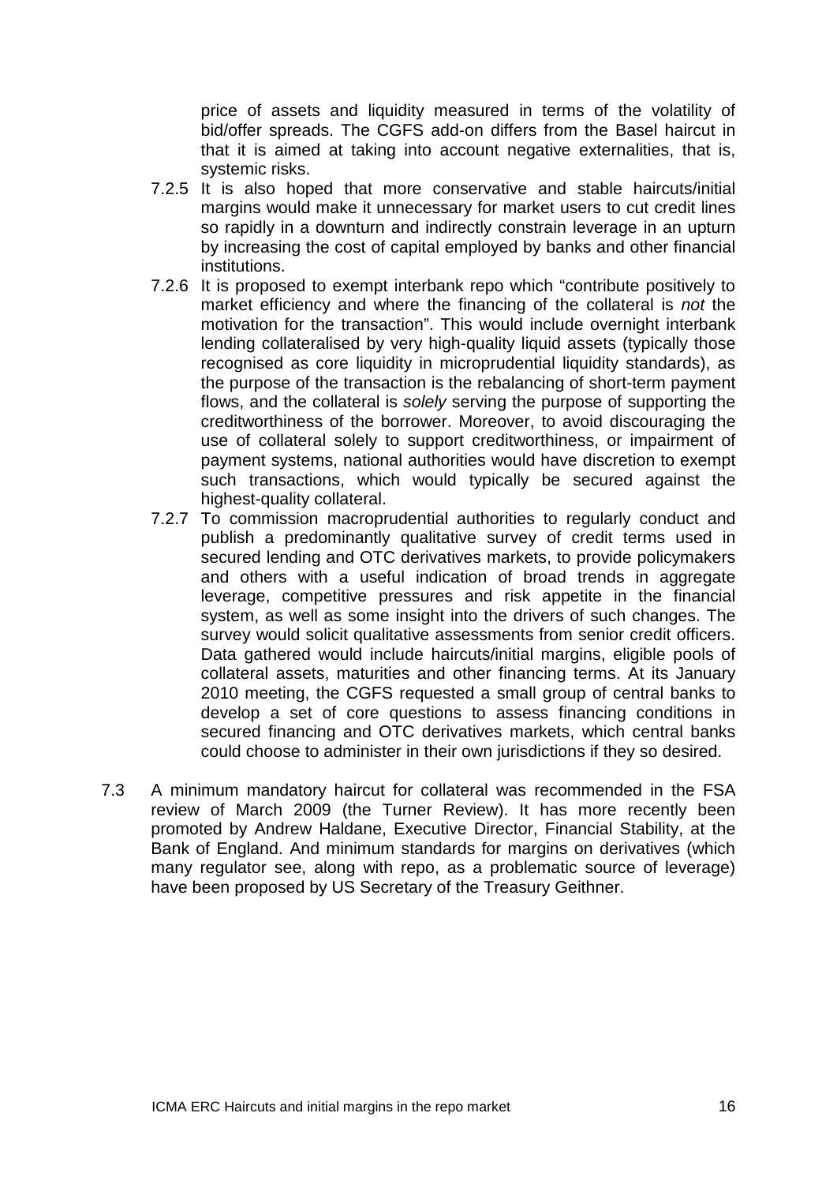price of assets and liquidity measured in terms of the volatility of bid/offer spreads. The CGFS add-on differs from the Basel haircut in that it is aimed at taking into account negative externalities, that is, systemic risks.

7.2.5 It is also hoped that more conservative and stable haircuts/initial margins would make it unnecessary for market users to cut credit lines so rapidly in a downturn and indirectly constrain leverage in an upturn by increasing the cost of capital employed by banks and other financial institutions.

7.2.6 It is proposed to exempt interbank repo which "contribute positively to market efficiency and where the financing of the collateral is *not* the motivation for the transaction". This would include overnight interbank lending collateralised by very high-quality liquid assets (typically those recognised as core liquidity in microprudential liquidity standards), as the purpose of the transaction is the rebalancing of short-term payment flows, and the collateral is *solely* serving the purpose of supporting the creditworthiness of the borrower. Moreover, to avoid discouraging the use of collateral solely to support creditworthiness, or impairment of payment systems, national authorities would have discretion to exempt such transactions, which would typically be secured against the highest-quality collateral.

7.2.7 To commission macroprudential authorities to regularly conduct and publish a predominantly qualitative survey of credit terms used in secured lending and OTC derivatives markets, to provide policymakers and others with a useful indication of broad trends in aggregate leverage, competitive pressures and risk appetite in the financial system, as well as some insight into the drivers of such changes. The survey would solicit qualitative assessments from senior credit officers. Data gathered would include haircuts/initial margins, eligible pools of collateral assets, maturities and other financing terms. At its January 2010 meeting, the CGFS requested a small group of central banks to develop a set of core questions to assess financing conditions in secured financing and OTC derivatives markets, which central banks could choose to administer in their own jurisdictions if they so desired.

7.3 A minimum mandatory haircut for collateral was recommended in the FSA review of March 2009 (the Turner Review). It has more recently been promoted by Andrew Haldane, Executive Director, Financial Stability, at the Bank of England. And minimum standards for margins on derivatives (which many regulator see, along with repo, as a problematic source of leverage) have been proposed by US Secretary of the Treasury Geithner.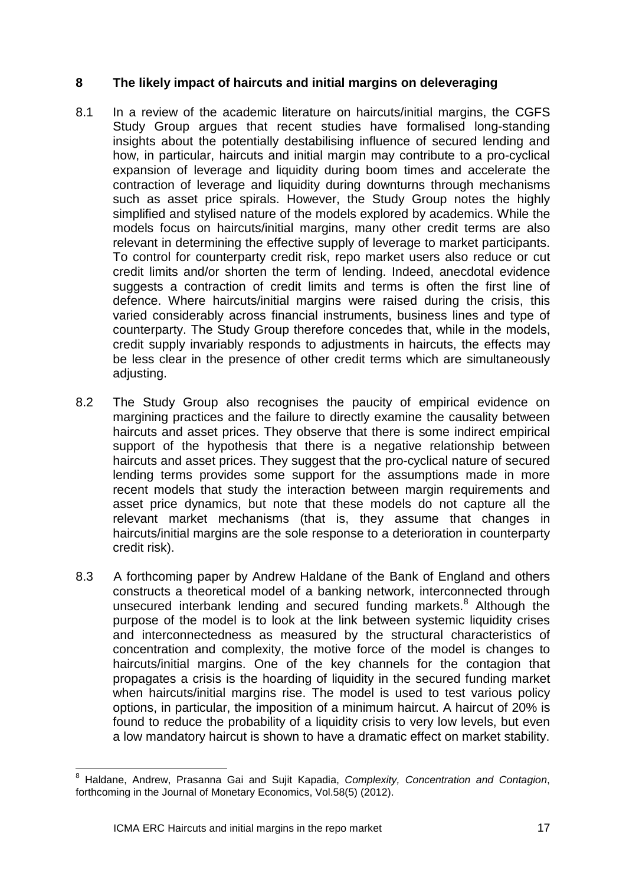## 8 The likely impact of haircuts and initial margins on deleveraging

8.1 In a review of the academic literature on haircuts/initial margins, the CGFS Study Group argues that recent studies have formalised long-standing insights about the potentially destabilising influence of secured lending and how, in particular, haircuts and initial margin may contribute to a pro-cyclical expansion of leverage and liquidity during boom times and accelerate the contraction of leverage and liquidity during downturns through mechanisms such as asset price spirals. However, the Study Group notes the highly simplified and stylised nature of the models explored by academics. While the models focus on haircuts/initial margins, many other credit terms are also relevant in determining the effective supply of leverage to market participants. To control for counterparty credit risk, repo market users also reduce or cut credit limits and/or shorten the term of lending. Indeed, anecdotal evidence suggests a contraction of credit limits and terms is often the first line of defence. Where haircuts/initial margins were raised during the crisis, this varied considerably across financial instruments, business lines and type of counterparty. The Study Group therefore concedes that, while in the models, credit supply invariably responds to adjustments in haircuts, the effects may be less clear in the presence of other credit terms which are simultaneously adjusting.

8.2 The Study Group also recognises the paucity of empirical evidence on margining practices and the failure to directly examine the causality between haircuts and asset prices. They observe that there is some indirect empirical support of the hypothesis that there is a negative relationship between haircuts and asset prices. They suggest that the pro-cyclical nature of secured lending terms provides some support for the assumptions made in more recent models that study the interaction between margin requirements and asset price dynamics, but note that these models do not capture all the relevant market mechanisms (that is, they assume that changes in haircuts/initial margins are the sole response to a deterioration in counterparty credit risk).

8.3 A forthcoming paper by Andrew Haldane of the Bank of England and others constructs a theoretical model of a banking network, interconnected through unsecured interbank lending and secured funding markets.[8] Although the purpose of the model is to look at the link between systemic liquidity crises and interconnectedness as measured by the structural characteristics of concentration and complexity, the motive force of the model is changes to haircuts/initial margins. One of the key channels for the contagion that propagates a crisis is the hoarding of liquidity in the secured funding market when haircuts/initial margins rise. The model is used to test various policy options, in particular, the imposition of a minimum haircut. A haircut of 20% is found to reduce the probability of a liquidity crisis to very low levels, but even a low mandatory haircut is shown to have a dramatic effect on market stability.

---

[8] Haldane, Andrew, Prasanna Gai and Sujit Kapadia, *Complexity, Concentration and Contagion*, forthcoming in the Journal of Monetary Economics, Vol.58(5) (2012).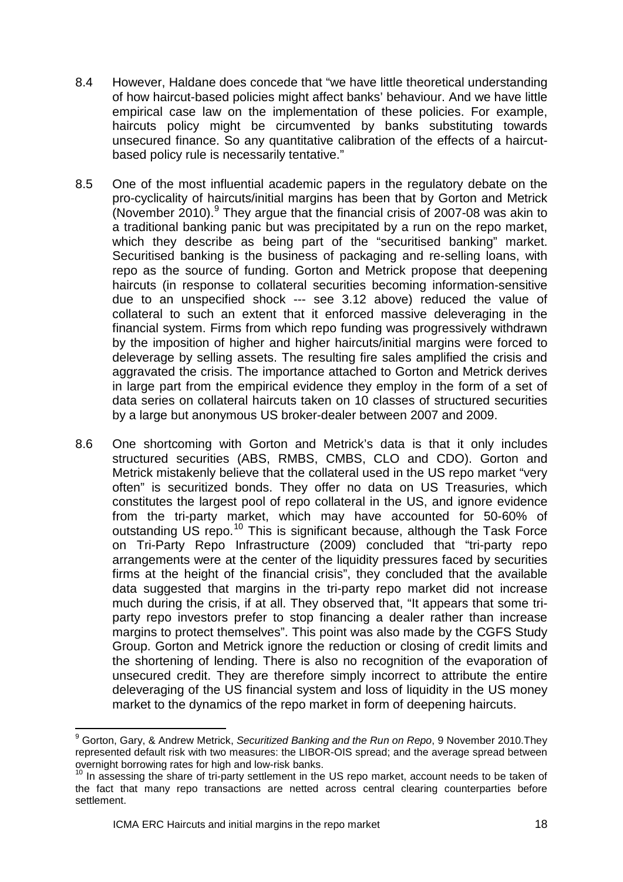8.4 However, Haldane does concede that "we have little theoretical understanding of how haircut-based policies might affect banks' behaviour. And we have little empirical case law on the implementation of these policies. For example, haircuts policy might be circumvented by banks substituting towards unsecured finance. So any quantitative calibration of the effects of a haircut-based policy rule is necessarily tentative."

8.5 One of the most influential academic papers in the regulatory debate on the pro-cyclicality of haircuts/initial margins has been that by Gorton and Metrick (November 2010).[9] They argue that the financial crisis of 2007-08 was akin to a traditional banking panic but was precipitated by a run on the repo market, which they describe as being part of the "securitised banking" market. Securitised banking is the business of packaging and re-selling loans, with repo as the source of funding. Gorton and Metrick propose that deepening haircuts (in response to collateral securities becoming information-sensitive due to an unspecified shock --- see 3.12 above) reduced the value of collateral to such an extent that it enforced massive deleveraging in the financial system. Firms from which repo funding was progressively withdrawn by the imposition of higher and higher haircuts/initial margins were forced to deleverage by selling assets. The resulting fire sales amplified the crisis and aggravated the crisis. The importance attached to Gorton and Metrick derives in large part from the empirical evidence they employ in the form of a set of data series on collateral haircuts taken on 10 classes of structured securities by a large but anonymous US broker-dealer between 2007 and 2009.

8.6 One shortcoming with Gorton and Metrick's data is that it only includes structured securities (ABS, RMBS, CMBS, CLO and CDO). Gorton and Metrick mistakenly believe that the collateral used in the US repo market "very often" is securitized bonds. They offer no data on US Treasuries, which constitutes the largest pool of repo collateral in the US, and ignore evidence from the tri-party market, which may have accounted for 50-60% of outstanding US repo.[10] This is significant because, although the Task Force on Tri-Party Repo Infrastructure (2009) concluded that "tri-party repo arrangements were at the center of the liquidity pressures faced by securities firms at the height of the financial crisis", they concluded that the available data suggested that margins in the tri-party repo market did not increase much during the crisis, if at all. They observed that, "It appears that some tri-party repo investors prefer to stop financing a dealer rather than increase margins to protect themselves". This point was also made by the CGFS Study Group. Gorton and Metrick ignore the reduction or closing of credit limits and the shortening of lending. There is also no recognition of the evaporation of unsecured credit. They are therefore simply incorrect to attribute the entire deleveraging of the US financial system and loss of liquidity in the US money market to the dynamics of the repo market in form of deepening haircuts.

---

[9] Gorton, Gary, & Andrew Metrick, *Securitized Banking and the Run on Repo*, 9 November 2010.They represented default risk with two measures: the LIBOR-OIS spread; and the average spread between overnight borrowing rates for high and low-risk banks.

[10] In assessing the share of tri-party settlement in the US repo market, account needs to be taken of the fact that many repo transactions are netted across central clearing counterparties before settlement.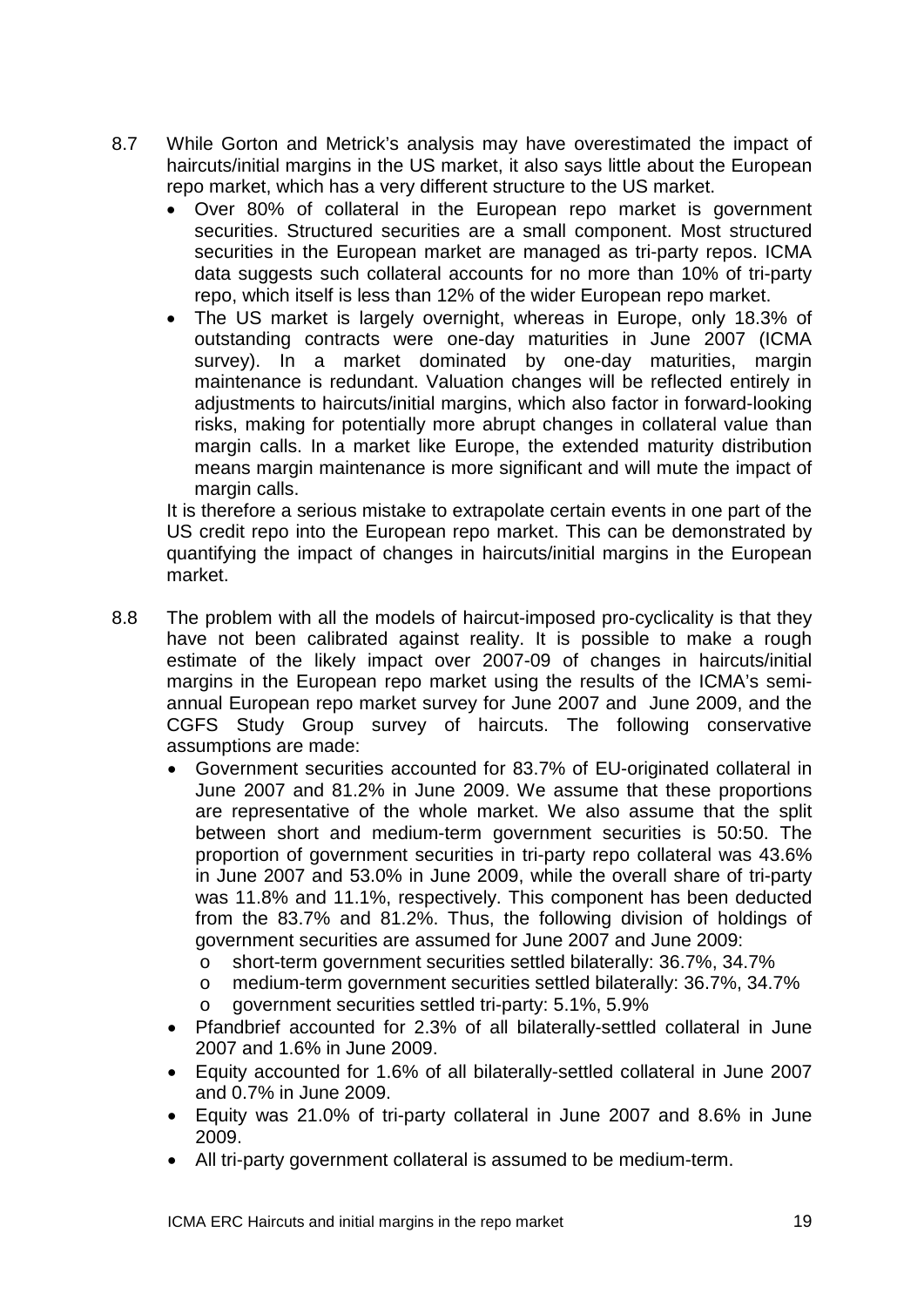8.7 While Gorton and Metrick's analysis may have overestimated the impact of haircuts/initial margins in the US market, it also says little about the European repo market, which has a very different structure to the US market.

- Over 80% of collateral in the European repo market is government securities. Structured securities are a small component. Most structured securities in the European market are managed as tri-party repos. ICMA data suggests such collateral accounts for no more than 10% of tri-party repo, which itself is less than 12% of the wider European repo market.
- The US market is largely overnight, whereas in Europe, only 18.3% of outstanding contracts were one-day maturities in June 2007 (ICMA survey). In a market dominated by one-day maturities, margin maintenance is redundant. Valuation changes will be reflected entirely in adjustments to haircuts/initial margins, which also factor in forward-looking risks, making for potentially more abrupt changes in collateral value than margin calls. In a market like Europe, the extended maturity distribution means margin maintenance is more significant and will mute the impact of margin calls.

It is therefore a serious mistake to extrapolate certain events in one part of the US credit repo into the European repo market. This can be demonstrated by quantifying the impact of changes in haircuts/initial margins in the European market.

8.8 The problem with all the models of haircut-imposed pro-cyclicality is that they have not been calibrated against reality. It is possible to make a rough estimate of the likely impact over 2007-09 of changes in haircuts/initial margins in the European repo market using the results of the ICMA's semi-annual European repo market survey for June 2007 and June 2009, and the CGFS Study Group survey of haircuts. The following conservative assumptions are made:

- Government securities accounted for 83.7% of EU-originated collateral in June 2007 and 81.2% in June 2009. We assume that these proportions are representative of the whole market. We also assume that the split between short and medium-term government securities is 50:50. The proportion of government securities in tri-party repo collateral was 43.6% in June 2007 and 53.0% in June 2009, while the overall share of tri-party was 11.8% and 11.1%, respectively. This component has been deducted from the 83.7% and 81.2%. Thus, the following division of holdings of government securities are assumed for June 2007 and June 2009:
  - short-term government securities settled bilaterally: 36.7%, 34.7%
  - medium-term government securities settled bilaterally: 36.7%, 34.7%
  - government securities settled tri-party: 5.1%, 5.9%
- Pfandbrief accounted for 2.3% of all bilaterally-settled collateral in June 2007 and 1.6% in June 2009.
- Equity accounted for 1.6% of all bilaterally-settled collateral in June 2007 and 0.7% in June 2009.
- Equity was 21.0% of tri-party collateral in June 2007 and 8.6% in June 2009.
- All tri-party government collateral is assumed to be medium-term.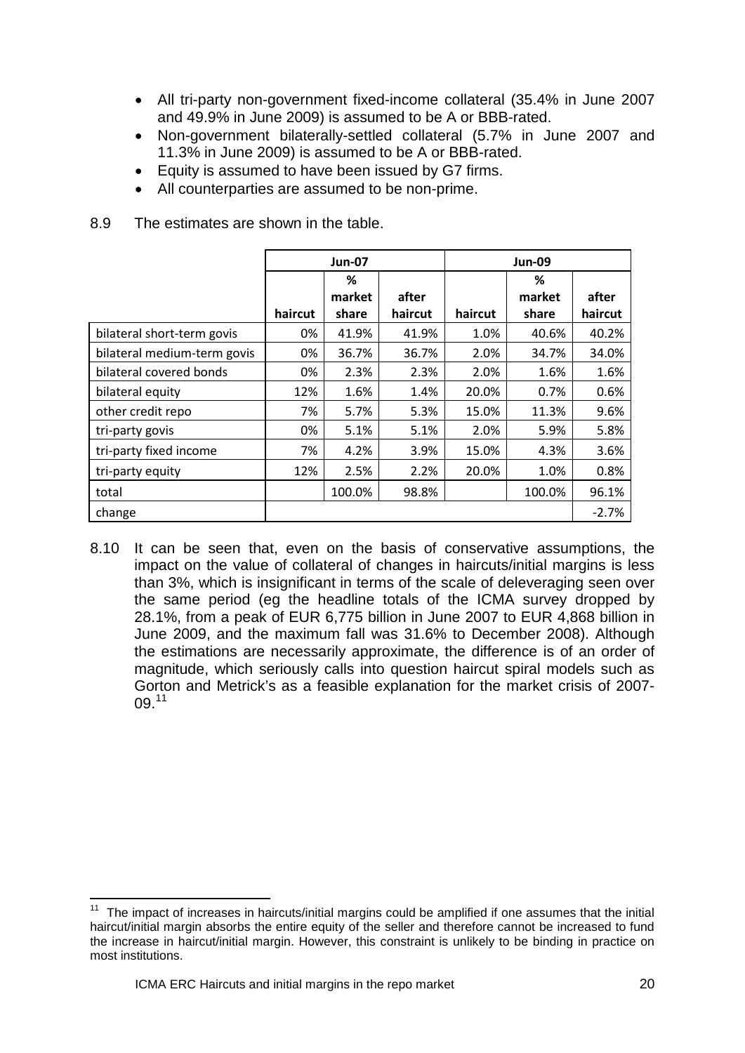- All tri-party non-government fixed-income collateral (35.4% in June 2007 and 49.9% in June 2009) is assumed to be A or BBB-rated.
- Non-government bilaterally-settled collateral (5.7% in June 2007 and 11.3% in June 2009) is assumed to be A or BBB-rated.
- Equity is assumed to have been issued by G7 firms.
- All counterparties are assumed to be non-prime.

8.9 The estimates are shown in the table.

| | Jun-07 | | | Jun-09 | | |
|---|---|---|---|---|---|---|
| | haircut | % market share | after haircut | haircut | % market share | after haircut |
| bilateral short-term govis | 0% | 41.9% | 41.9% | 1.0% | 40.6% | 40.2% |
| bilateral medium-term govis | 0% | 36.7% | 36.7% | 2.0% | 34.7% | 34.0% |
| bilateral covered bonds | 0% | 2.3% | 2.3% | 2.0% | 1.6% | 1.6% |
| bilateral equity | 12% | 1.6% | 1.4% | 20.0% | 0.7% | 0.6% |
| other credit repo | 7% | 5.7% | 5.3% | 15.0% | 11.3% | 9.6% |
| tri-party govis | 0% | 5.1% | 5.1% | 2.0% | 5.9% | 5.8% |
| tri-party fixed income | 7% | 4.2% | 3.9% | 15.0% | 4.3% | 3.6% |
| tri-party equity | 12% | 2.5% | 2.2% | 20.0% | 1.0% | 0.8% |
| total | | 100.0% | 98.8% | | 100.0% | 96.1% |
| change | | | | | | -2.7% |

8.10 It can be seen that, even on the basis of conservative assumptions, the impact on the value of collateral of changes in haircuts/initial margins is less than 3%, which is insignificant in terms of the scale of deleveraging seen over the same period (eg the headline totals of the ICMA survey dropped by 28.1%, from a peak of EUR 6,775 billion in June 2007 to EUR 4,868 billion in June 2009, and the maximum fall was 31.6% to December 2008). Although the estimations are necessarily approximate, the difference is of an order of magnitude, which seriously calls into question haircut spiral models such as Gorton and Metrick's as a feasible explanation for the market crisis of 2007-09.[11]

[11] The impact of increases in haircuts/initial margins could be amplified if one assumes that the initial haircut/initial margin absorbs the entire equity of the seller and therefore cannot be increased to fund the increase in haircut/initial margin. However, this constraint is unlikely to be binding in practice on most institutions.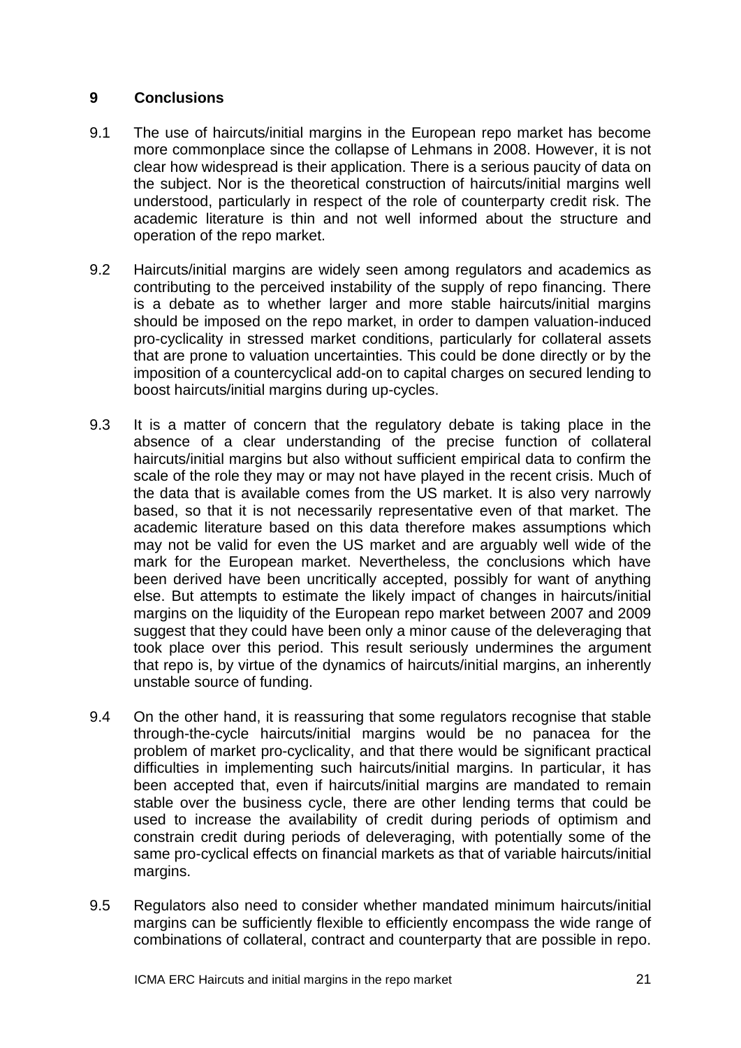## 9 Conclusions

9.1 The use of haircuts/initial margins in the European repo market has become more commonplace since the collapse of Lehmans in 2008. However, it is not clear how widespread is their application. There is a serious paucity of data on the subject. Nor is the theoretical construction of haircuts/initial margins well understood, particularly in respect of the role of counterparty credit risk. The academic literature is thin and not well informed about the structure and operation of the repo market.

9.2 Haircuts/initial margins are widely seen among regulators and academics as contributing to the perceived instability of the supply of repo financing. There is a debate as to whether larger and more stable haircuts/initial margins should be imposed on the repo market, in order to dampen valuation-induced pro-cyclicality in stressed market conditions, particularly for collateral assets that are prone to valuation uncertainties. This could be done directly or by the imposition of a countercyclical add-on to capital charges on secured lending to boost haircuts/initial margins during up-cycles.

9.3 It is a matter of concern that the regulatory debate is taking place in the absence of a clear understanding of the precise function of collateral haircuts/initial margins but also without sufficient empirical data to confirm the scale of the role they may or may not have played in the recent crisis. Much of the data that is available comes from the US market. It is also very narrowly based, so that it is not necessarily representative even of that market. The academic literature based on this data therefore makes assumptions which may not be valid for even the US market and are arguably well wide of the mark for the European market. Nevertheless, the conclusions which have been derived have been uncritically accepted, possibly for want of anything else. But attempts to estimate the likely impact of changes in haircuts/initial margins on the liquidity of the European repo market between 2007 and 2009 suggest that they could have been only a minor cause of the deleveraging that took place over this period. This result seriously undermines the argument that repo is, by virtue of the dynamics of haircuts/initial margins, an inherently unstable source of funding.

9.4 On the other hand, it is reassuring that some regulators recognise that stable through-the-cycle haircuts/initial margins would be no panacea for the problem of market pro-cyclicality, and that there would be significant practical difficulties in implementing such haircuts/initial margins. In particular, it has been accepted that, even if haircuts/initial margins are mandated to remain stable over the business cycle, there are other lending terms that could be used to increase the availability of credit during periods of optimism and constrain credit during periods of deleveraging, with potentially some of the same pro-cyclical effects on financial markets as that of variable haircuts/initial margins.

9.5 Regulators also need to consider whether mandated minimum haircuts/initial margins can be sufficiently flexible to efficiently encompass the wide range of combinations of collateral, contract and counterparty that are possible in repo.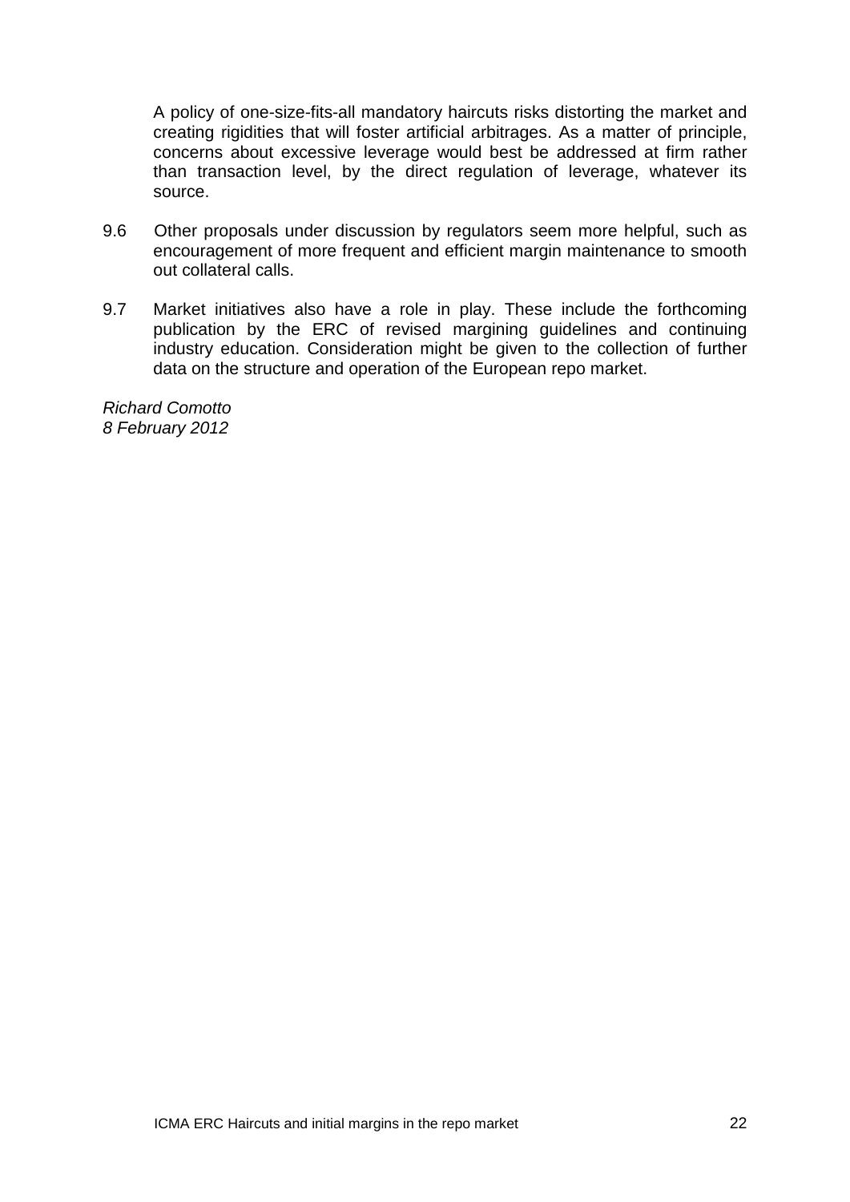A policy of one-size-fits-all mandatory haircuts risks distorting the market and creating rigidities that will foster artificial arbitrages. As a matter of principle, concerns about excessive leverage would best be addressed at firm rather than transaction level, by the direct regulation of leverage, whatever its source.

9.6 Other proposals under discussion by regulators seem more helpful, such as encouragement of more frequent and efficient margin maintenance to smooth out collateral calls.

9.7 Market initiatives also have a role in play. These include the forthcoming publication by the ERC of revised margining guidelines and continuing industry education. Consideration might be given to the collection of further data on the structure and operation of the European repo market.

*Richard Comotto*
*8 February 2012*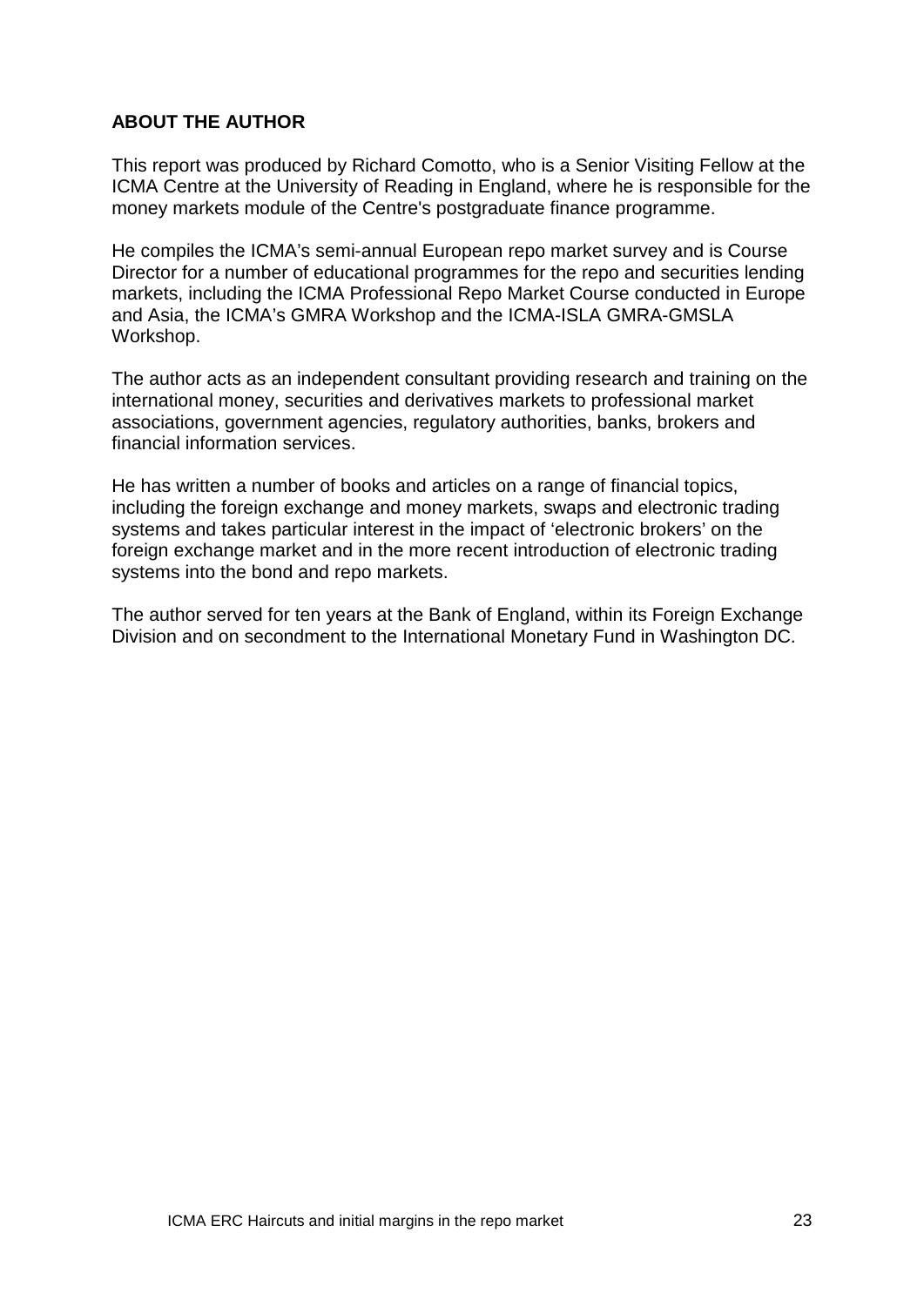**ABOUT THE AUTHOR**

This report was produced by Richard Comotto, who is a Senior Visiting Fellow at the ICMA Centre at the University of Reading in England, where he is responsible for the money markets module of the Centre's postgraduate finance programme.

He compiles the ICMA's semi-annual European repo market survey and is Course Director for a number of educational programmes for the repo and securities lending markets, including the ICMA Professional Repo Market Course conducted in Europe and Asia, the ICMA's GMRA Workshop and the ICMA-ISLA GMRA-GMSLA Workshop.

The author acts as an independent consultant providing research and training on the international money, securities and derivatives markets to professional market associations, government agencies, regulatory authorities, banks, brokers and financial information services.

He has written a number of books and articles on a range of financial topics, including the foreign exchange and money markets, swaps and electronic trading systems and takes particular interest in the impact of 'electronic brokers' on the foreign exchange market and in the more recent introduction of electronic trading systems into the bond and repo markets.

The author served for ten years at the Bank of England, within its Foreign Exchange Division and on secondment to the International Monetary Fund in Washington DC.